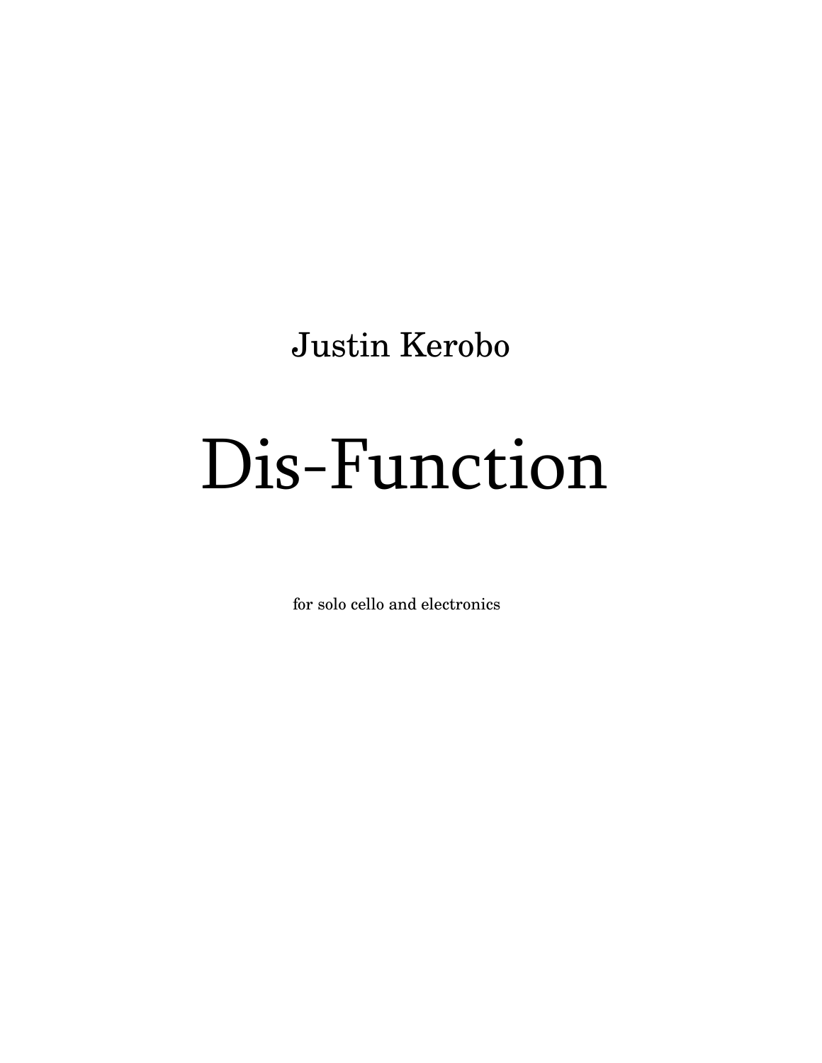Justin Kerobo

# Dis-Function

for solo cello and electronics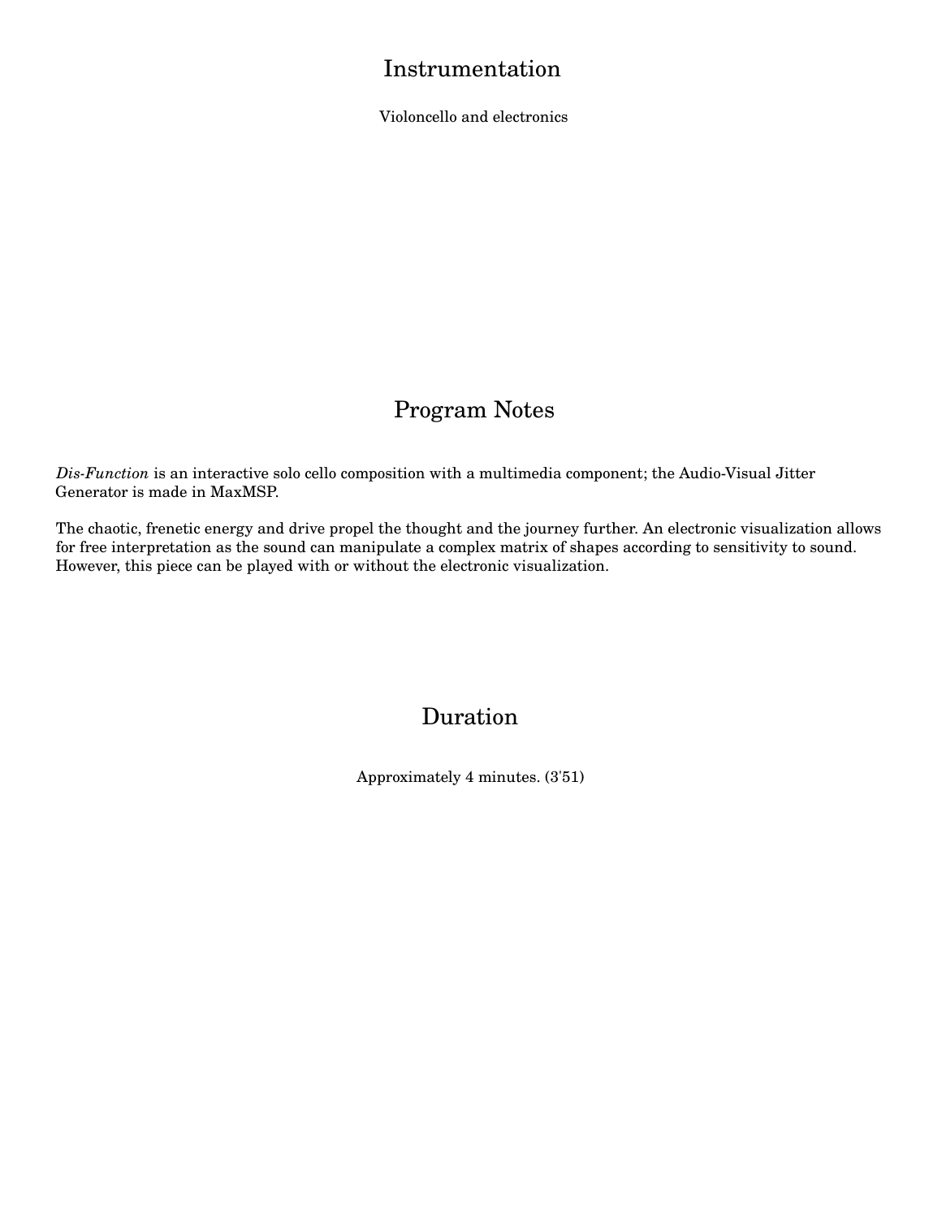# Instrumentation

Violoncello and electronics

# Program Notes

*Dis-Function* is an interactive solo cello composition with a multimedia component; the Audio-Visual Jitter Generator is made in MaxMSP.

The chaotic, frenetic energy and drive propel the thought and the journey further. An electronic visualization allows for free interpretation as the sound can manipulate a complex matrix of shapes according to sensitivity to sound. However, this piece can be played with or without the electronic visualization.

# Duration

Approximately 4 minutes. (3'51)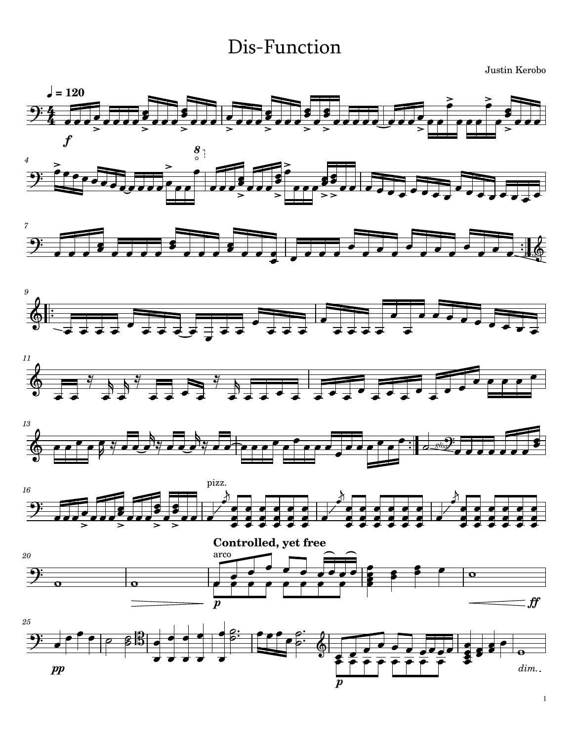# Dis-Function

Justin Kerobo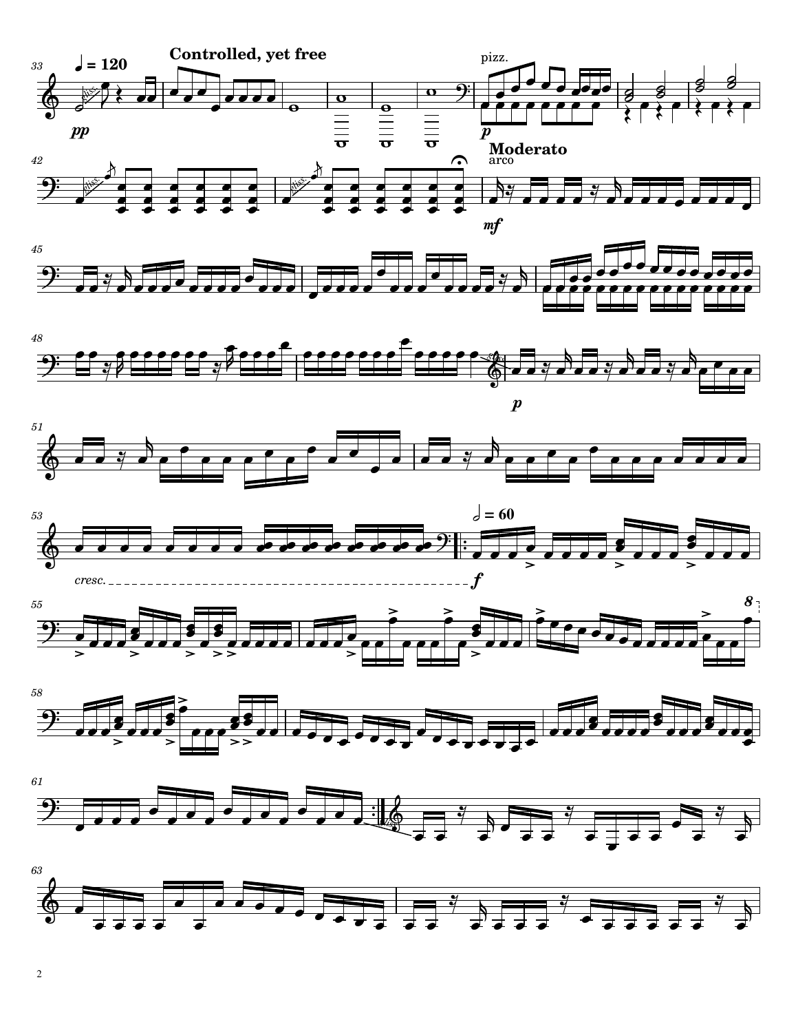♩ = 120

**Controlled, yet free**

*pp*

pizz.

*p*

**Moderato**

arco

*mf*

*p*

*cresc.*

𝅗𝅥 = 60

*f*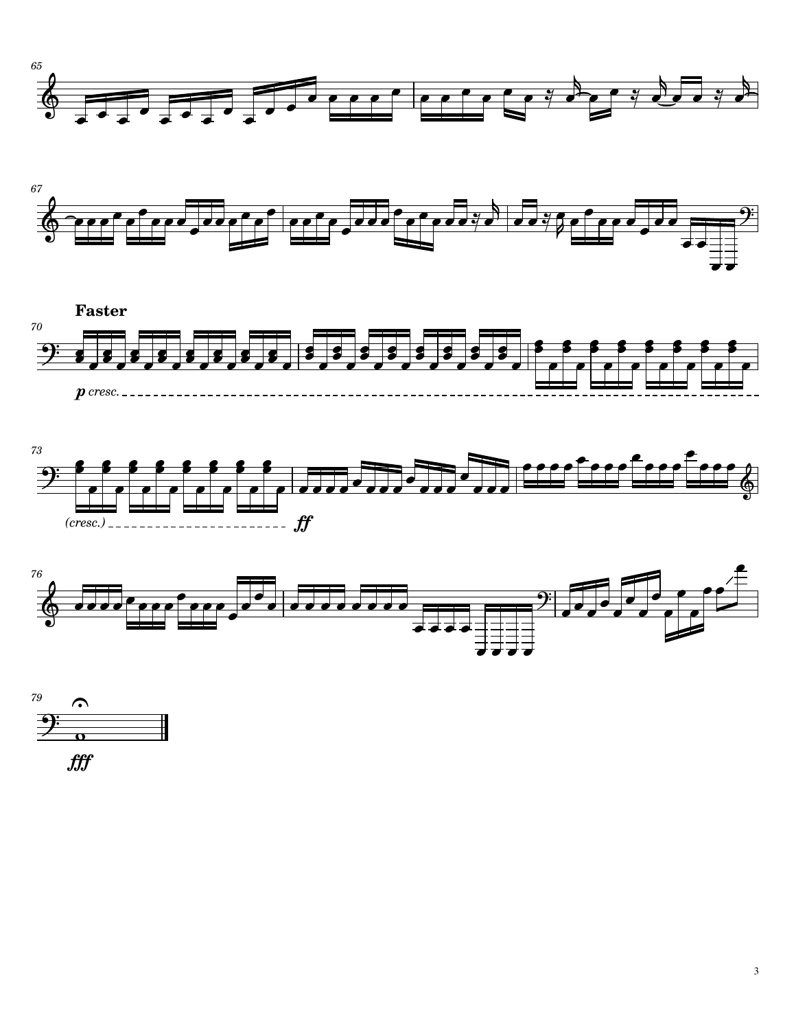**Faster**

*p cresc.*

*(cresc.)*

*ff*

*fff*